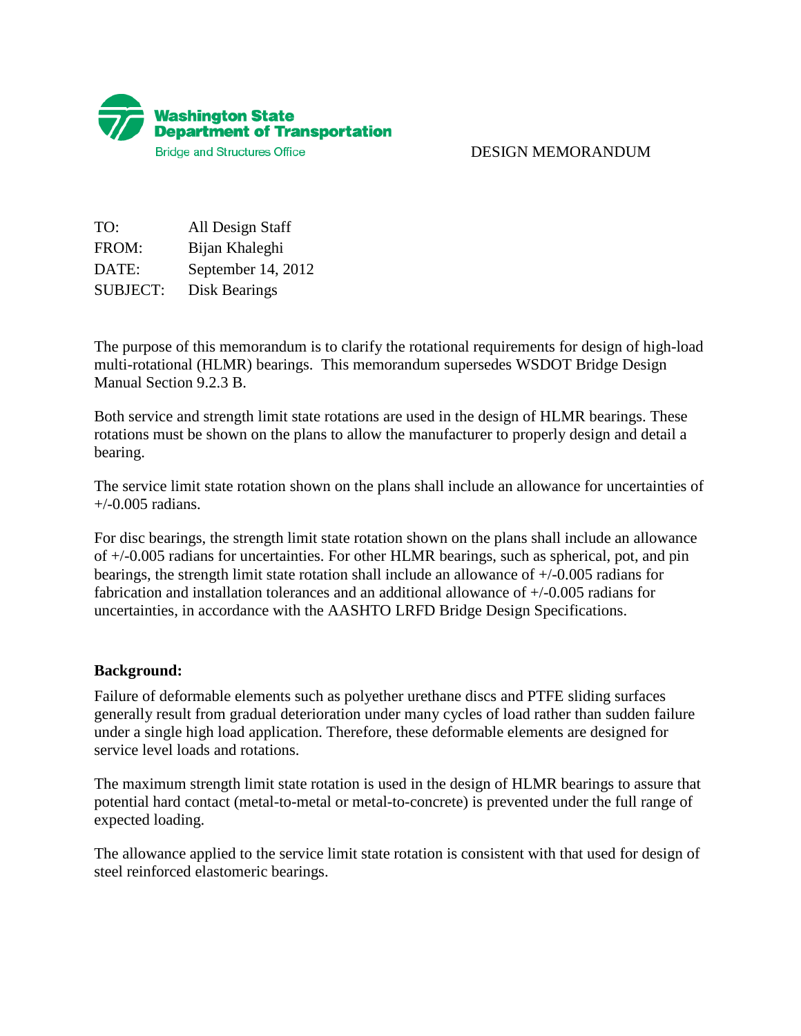**Washington State Department of Transportation**
Bridge and Structures Office

DESIGN MEMORANDUM

TO: All Design Staff
FROM: Bijan Khaleghi
DATE: September 14, 2012
SUBJECT: Disk Bearings

The purpose of this memorandum is to clarify the rotational requirements for design of high-load multi-rotational (HLMR) bearings. This memorandum supersedes WSDOT Bridge Design Manual Section 9.2.3 B.

Both service and strength limit state rotations are used in the design of HLMR bearings. These rotations must be shown on the plans to allow the manufacturer to properly design and detail a bearing.

The service limit state rotation shown on the plans shall include an allowance for uncertainties of +/-0.005 radians.

For disc bearings, the strength limit state rotation shown on the plans shall include an allowance of +/-0.005 radians for uncertainties. For other HLMR bearings, such as spherical, pot, and pin bearings, the strength limit state rotation shall include an allowance of +/-0.005 radians for fabrication and installation tolerances and an additional allowance of +/-0.005 radians for uncertainties, in accordance with the AASHTO LRFD Bridge Design Specifications.

**Background:**

Failure of deformable elements such as polyether urethane discs and PTFE sliding surfaces generally result from gradual deterioration under many cycles of load rather than sudden failure under a single high load application. Therefore, these deformable elements are designed for service level loads and rotations.

The maximum strength limit state rotation is used in the design of HLMR bearings to assure that potential hard contact (metal-to-metal or metal-to-concrete) is prevented under the full range of expected loading.

The allowance applied to the service limit state rotation is consistent with that used for design of steel reinforced elastomeric bearings.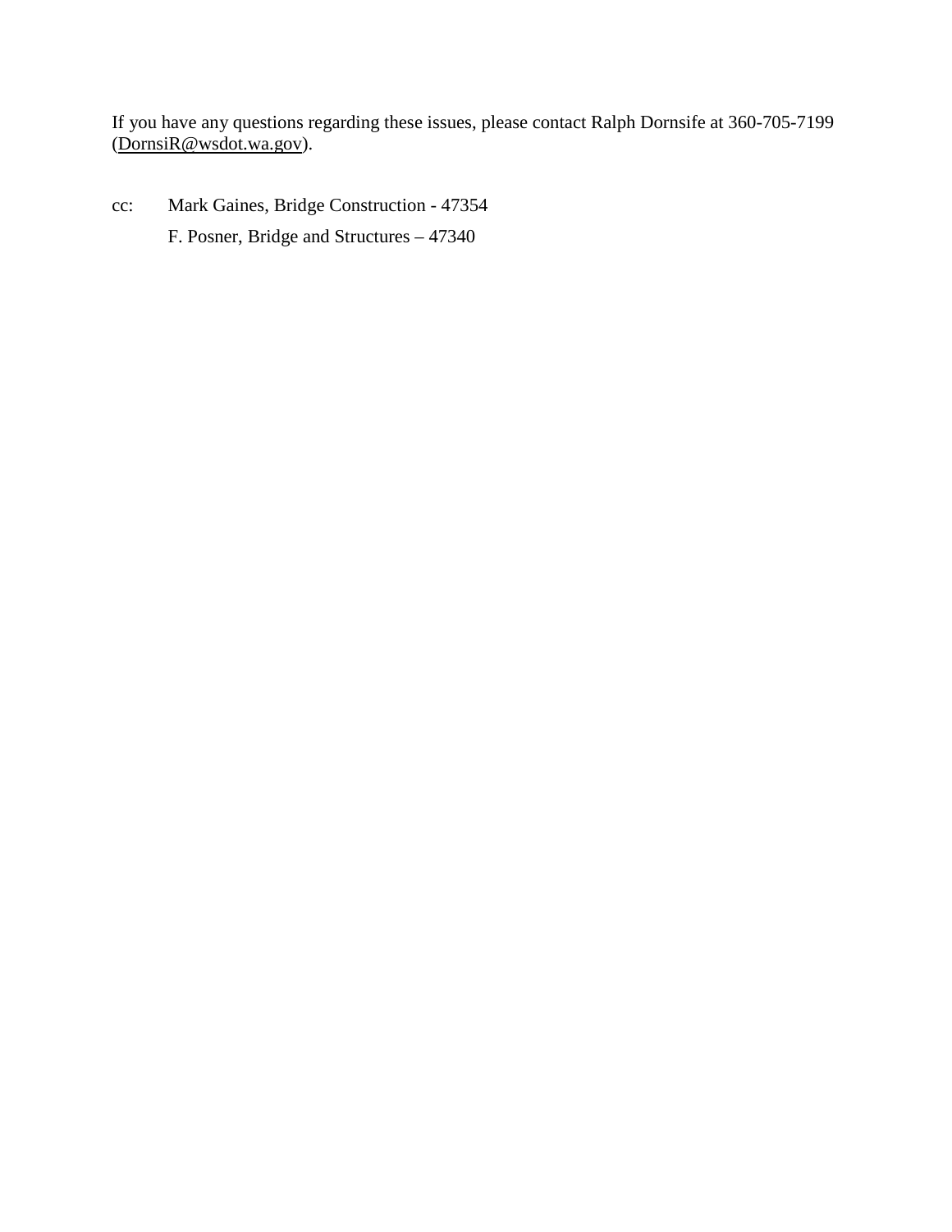If you have any questions regarding these issues, please contact Ralph Dornsife at 360-705-7199 (DornsiR@wsdot.wa.gov).

cc: Mark Gaines, Bridge Construction - 47354

F. Posner, Bridge and Structures – 47340